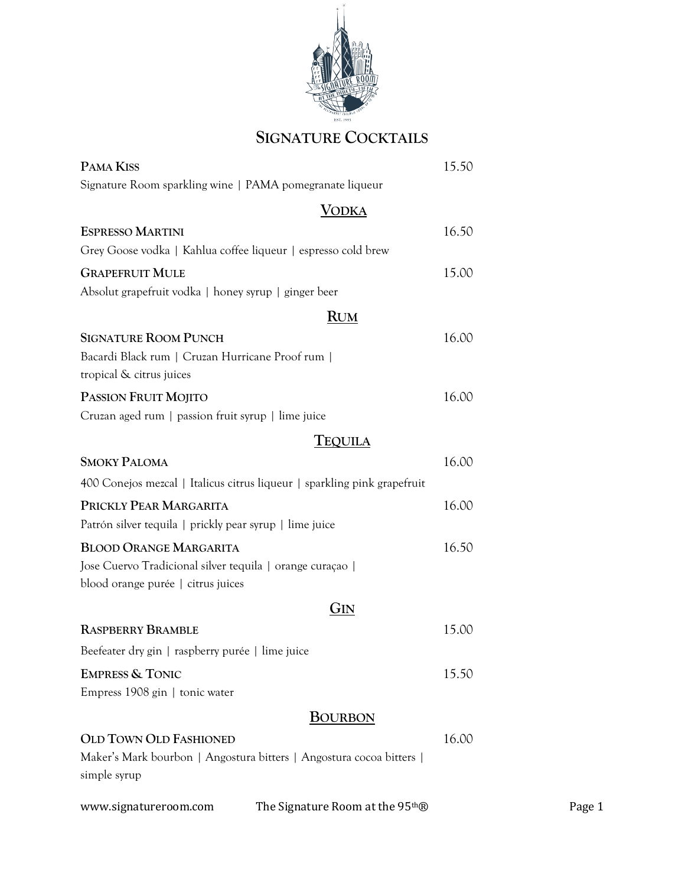# Signature Cocktails

**Pama Kiss** 15.50
Signature Room sparkling wine | PAMA pomegranate liqueur

## Vodka

**Espresso Martini** 16.50
Grey Goose vodka | Kahlua coffee liqueur | espresso cold brew

**Grapefruit Mule** 15.00
Absolut grapefruit vodka | honey syrup | ginger beer

## Rum

**Signature Room Punch** 16.00
Bacardi Black rum | Cruzan Hurricane Proof rum | tropical & citrus juices

**Passion Fruit Mojito** 16.00
Cruzan aged rum | passion fruit syrup | lime juice

## Tequila

**Smoky Paloma** 16.00
400 Conejos mezcal | Italicus citrus liqueur | sparkling pink grapefruit

**Prickly Pear Margarita** 16.00
Patrón silver tequila | prickly pear syrup | lime juice

**Blood Orange Margarita** 16.50
Jose Cuervo Tradicional silver tequila | orange curaçao | blood orange purée | citrus juices

## Gin

**Raspberry Bramble** 15.00
Beefeater dry gin | raspberry purée | lime juice

**Empress & Tonic** 15.50
Empress 1908 gin | tonic water

## Bourbon

**Old Town Old Fashioned** 16.00
Maker's Mark bourbon | Angostura bitters | Angostura cocoa bitters | simple syrup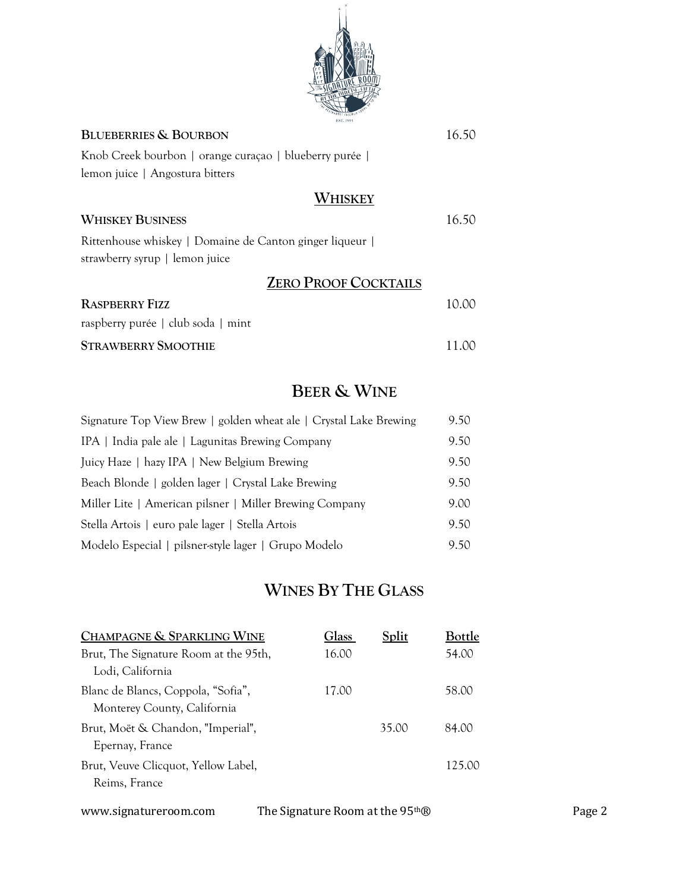**Blueberries & Bourbon** 16.50

Knob Creek bourbon | orange curaçao | blueberry purée | lemon juice | Angostura bitters

## Whiskey

**Whiskey Business** 16.50

Rittenhouse whiskey | Domaine de Canton ginger liqueur | strawberry syrup | lemon juice

## Zero Proof Cocktails

**Raspberry Fizz** 10.00

raspberry purée | club soda | mint

**Strawberry Smoothie** 11.00

# Beer & Wine

| | |
|---|---|
| Signature Top View Brew \| golden wheat ale \| Crystal Lake Brewing | 9.50 |
| IPA \| India pale ale \| Lagunitas Brewing Company | 9.50 |
| Juicy Haze \| hazy IPA \| New Belgium Brewing | 9.50 |
| Beach Blonde \| golden lager \| Crystal Lake Brewing | 9.50 |
| Miller Lite \| American pilsner \| Miller Brewing Company | 9.00 |
| Stella Artois \| euro pale lager \| Stella Artois | 9.50 |
| Modelo Especial \| pilsner-style lager \| Grupo Modelo | 9.50 |

# Wines By The Glass

| Champagne & Sparkling Wine | Glass | Split | Bottle |
|---|---|---|---|
| Brut, The Signature Room at the 95th, Lodi, California | 16.00 | | 54.00 |
| Blanc de Blancs, Coppola, "Sofia", Monterey County, California | 17.00 | | 58.00 |
| Brut, Moët & Chandon, "Imperial", Epernay, France | | 35.00 | 84.00 |
| Brut, Veuve Clicquot, Yellow Label, Reims, France | | | 125.00 |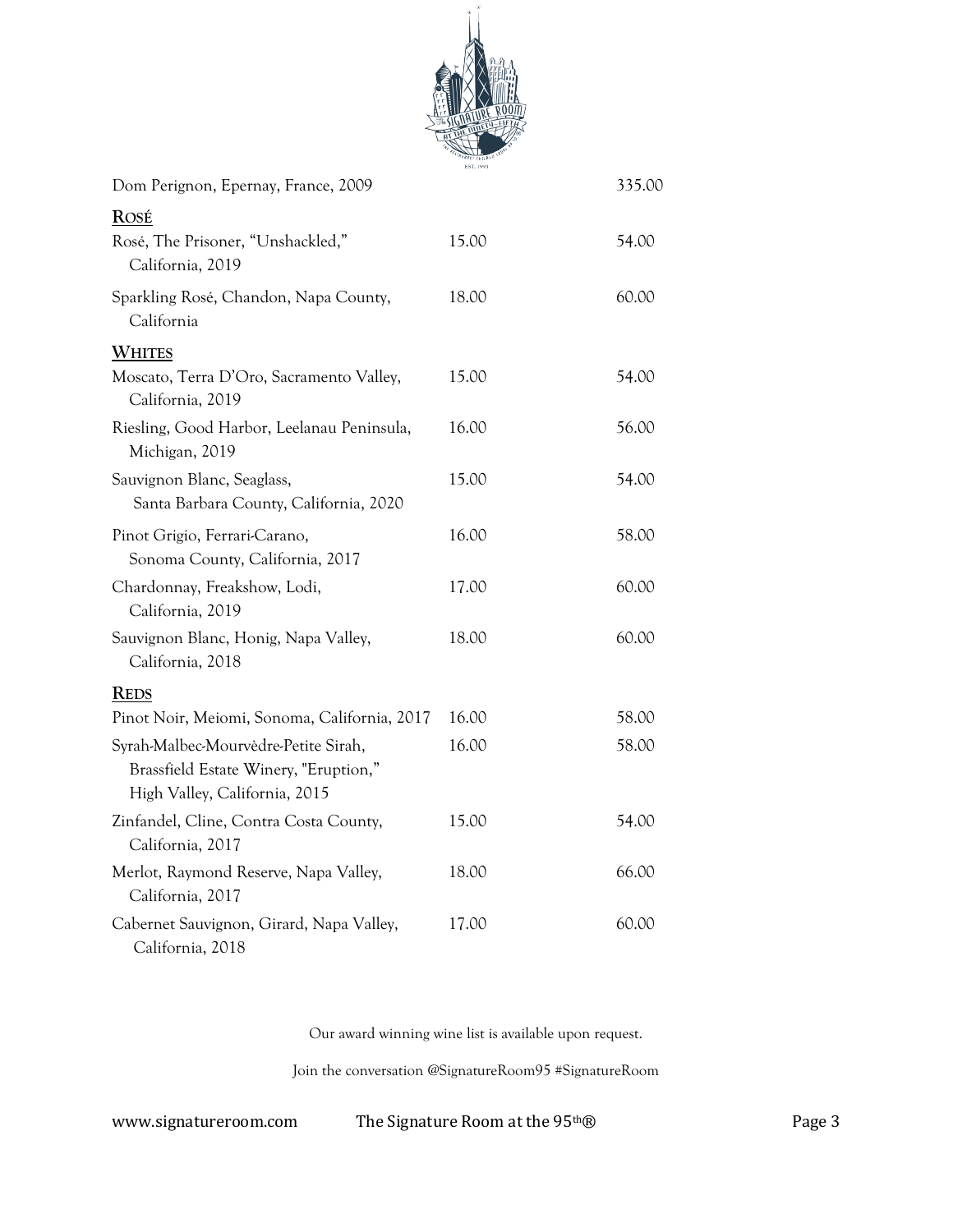| | | |
|---|---|---|
| Dom Perignon, Epernay, France, 2009 | | 335.00 |

## Rosé

| | | |
|---|---|---|
| Rosé, The Prisoner, "Unshackled," California, 2019 | 15.00 | 54.00 |
| Sparkling Rosé, Chandon, Napa County, California | 18.00 | 60.00 |

## Whites

| | | |
|---|---|---|
| Moscato, Terra D'Oro, Sacramento Valley, California, 2019 | 15.00 | 54.00 |
| Riesling, Good Harbor, Leelanau Peninsula, Michigan, 2019 | 16.00 | 56.00 |
| Sauvignon Blanc, Seaglass, Santa Barbara County, California, 2020 | 15.00 | 54.00 |
| Pinot Grigio, Ferrari-Carano, Sonoma County, California, 2017 | 16.00 | 58.00 |
| Chardonnay, Freakshow, Lodi, California, 2019 | 17.00 | 60.00 |
| Sauvignon Blanc, Honig, Napa Valley, California, 2018 | 18.00 | 60.00 |

## Reds

| | | |
|---|---|---|
| Pinot Noir, Meiomi, Sonoma, California, 2017 | 16.00 | 58.00 |
| Syrah-Malbec-Mourvèdre-Petite Sirah, Brassfield Estate Winery, "Eruption," High Valley, California, 2015 | 16.00 | 58.00 |
| Zinfandel, Cline, Contra Costa County, California, 2017 | 15.00 | 54.00 |
| Merlot, Raymond Reserve, Napa Valley, California, 2017 | 18.00 | 66.00 |
| Cabernet Sauvignon, Girard, Napa Valley, California, 2018 | 17.00 | 60.00 |

Our award winning wine list is available upon request.

Join the conversation @SignatureRoom95 #SignatureRoom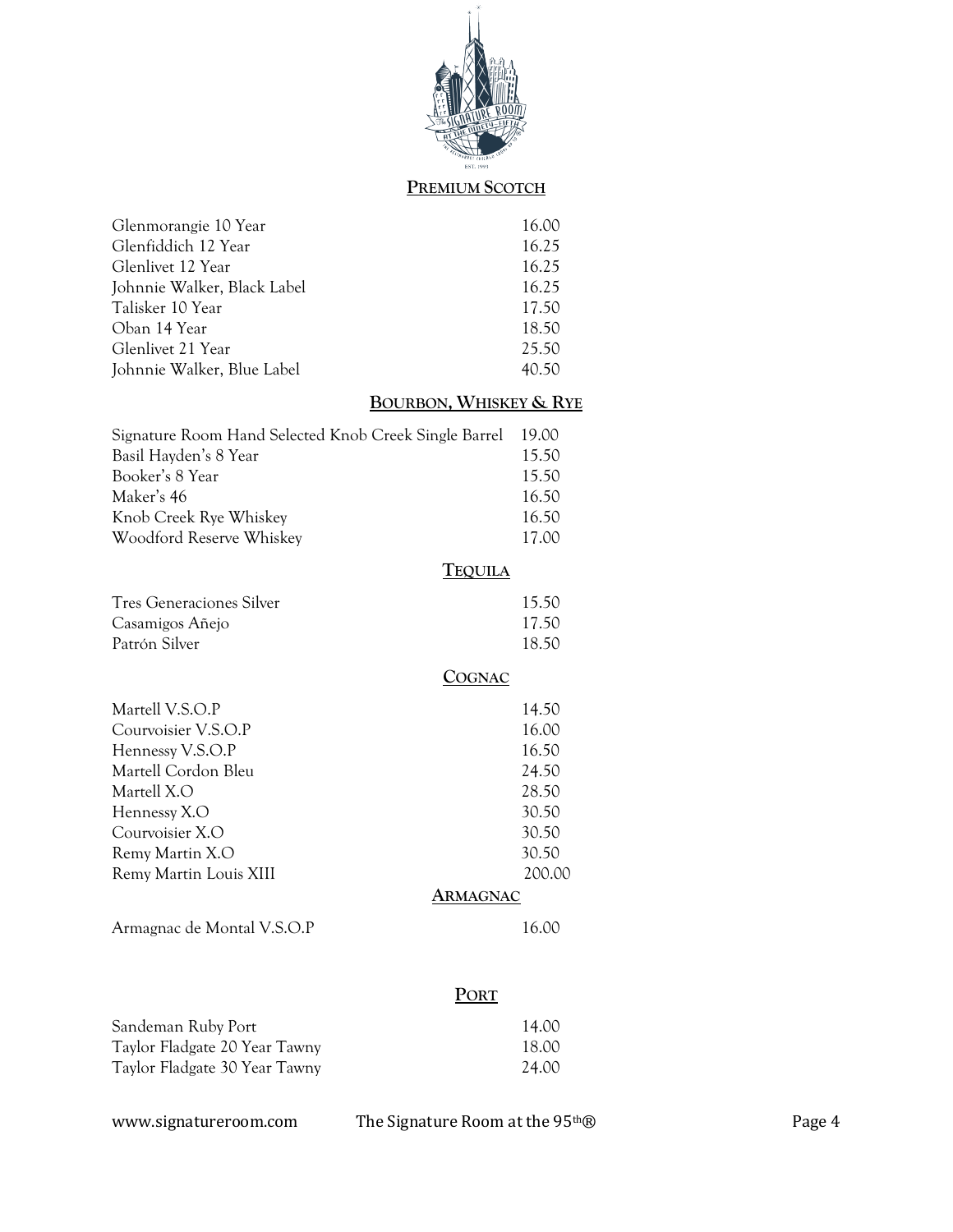## PREMIUM SCOTCH

| | |
|---|---|
| Glenmorangie 10 Year | 16.00 |
| Glenfiddich 12 Year | 16.25 |
| Glenlivet 12 Year | 16.25 |
| Johnnie Walker, Black Label | 16.25 |
| Talisker 10 Year | 17.50 |
| Oban 14 Year | 18.50 |
| Glenlivet 21 Year | 25.50 |
| Johnnie Walker, Blue Label | 40.50 |

## BOURBON, WHISKEY & RYE

| | |
|---|---|
| Signature Room Hand Selected Knob Creek Single Barrel | 19.00 |
| Basil Hayden's 8 Year | 15.50 |
| Booker's 8 Year | 15.50 |
| Maker's 46 | 16.50 |
| Knob Creek Rye Whiskey | 16.50 |
| Woodford Reserve Whiskey | 17.00 |

## TEQUILA

| | |
|---|---|
| Tres Generaciones Silver | 15.50 |
| Casamigos Añejo | 17.50 |
| Patrón Silver | 18.50 |

## COGNAC

| | |
|---|---|
| Martell V.S.O.P | 14.50 |
| Courvoisier V.S.O.P | 16.00 |
| Hennessy V.S.O.P | 16.50 |
| Martell Cordon Bleu | 24.50 |
| Martell X.O | 28.50 |
| Hennessy X.O | 30.50 |
| Courvoisier X.O | 30.50 |
| Remy Martin X.O | 30.50 |
| Remy Martin Louis XIII | 200.00 |

## ARMAGNAC

| | |
|---|---|
| Armagnac de Montal V.S.O.P | 16.00 |

## PORT

| | |
|---|---|
| Sandeman Ruby Port | 14.00 |
| Taylor Fladgate 20 Year Tawny | 18.00 |
| Taylor Fladgate 30 Year Tawny | 24.00 |